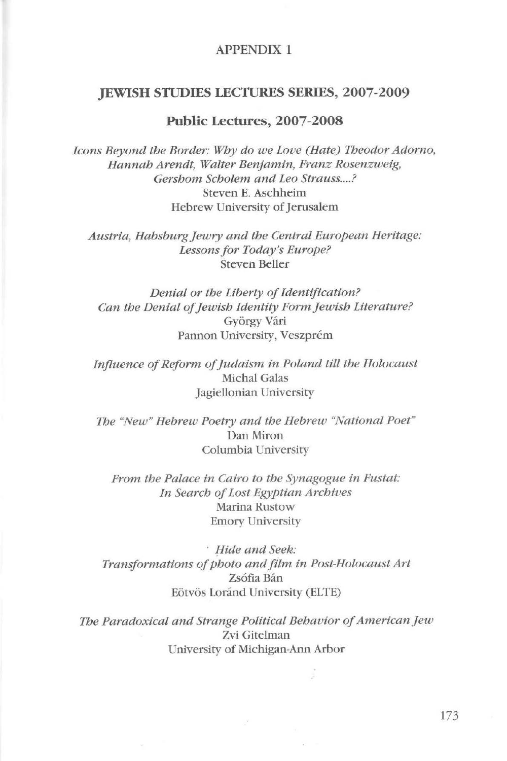APPENDIX 1

# JEWISH STUDIES LECTURES SERIES, 2007-2009

## Public Lectures, 2007-2008

*Icons Beyond the Border: Why do we Love (Hate) Theodor Adorno, Hannah Arendt, Walter Benjamin, Franz Rosenzweig, Gershom Scholem and Leo Strauss....?*
Steven E. Aschheim
Hebrew University of Jerusalem

*Austria, Habsburg Jewry and the Central European Heritage: Lessons for Today's Europe?*
Steven Beller

*Denial or the Liberty of Identification? Can the Denial of Jewish Identity Form Jewish Literature?*
György Vári
Pannon University, Veszprém

*Influence of Reform of Judaism in Poland till the Holocaust*
Michal Galas
Jagiellonian University

*The "New" Hebrew Poetry and the Hebrew "National Poet"*
Dan Miron
Columbia University

*From the Palace in Cairo to the Synagogue in Fustat: In Search of Lost Egyptian Archives*
Marina Rustow
Emory University

*Hide and Seek: Transformations of photo and film in Post-Holocaust Art*
Zsófia Bán
Eötvös Loránd University (ELTE)

*The Paradoxical and Strange Political Behavior of American Jew*
Zvi Gitelman
University of Michigan-Ann Arbor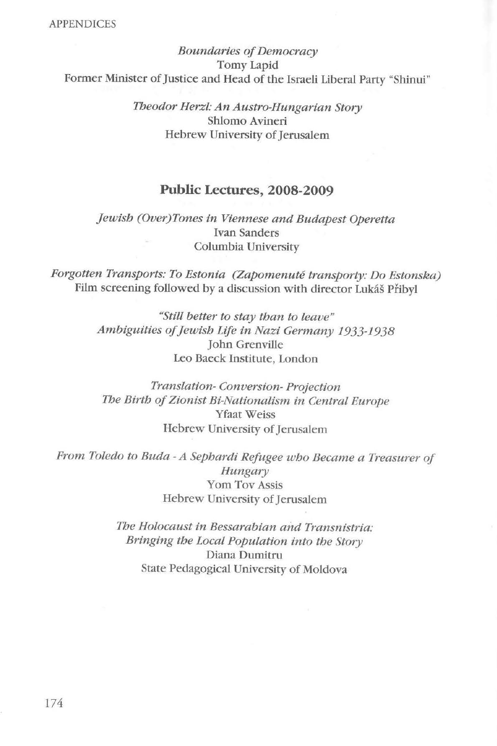*Boundaries of Democracy*
Tomy Lapid
Former Minister of Justice and Head of the Israeli Liberal Party "Shinui"

*Theodor Herzl: An Austro-Hungarian Story*
Shlomo Avineri
Hebrew University of Jerusalem

## Public Lectures, 2008-2009

*Jewish (Over)Tones in Viennese and Budapest Operetta*
Ivan Sanders
Columbia University

*Forgotten Transports: To Estonia (Zapomenuté transporty: Do Estonska)*
Film screening followed by a discussion with director Lukáš Přibyl

*"Still better to stay than to leave"*
*Ambiguities of Jewish Life in Nazi Germany 1933-1938*
John Grenville
Leo Baeck Institute, London

*Translation- Conversion- Projection*
*The Birth of Zionist Bi-Nationalism in Central Europe*
Yfaat Weiss
Hebrew University of Jerusalem

*From Toledo to Buda - A Sephardi Refugee who Became a Treasurer of Hungary*
Yom Tov Assis
Hebrew University of Jerusalem

*The Holocaust in Bessarabian and Transnistria:*
*Bringing the Local Population into the Story*
Diana Dumitru
State Pedagogical University of Moldova